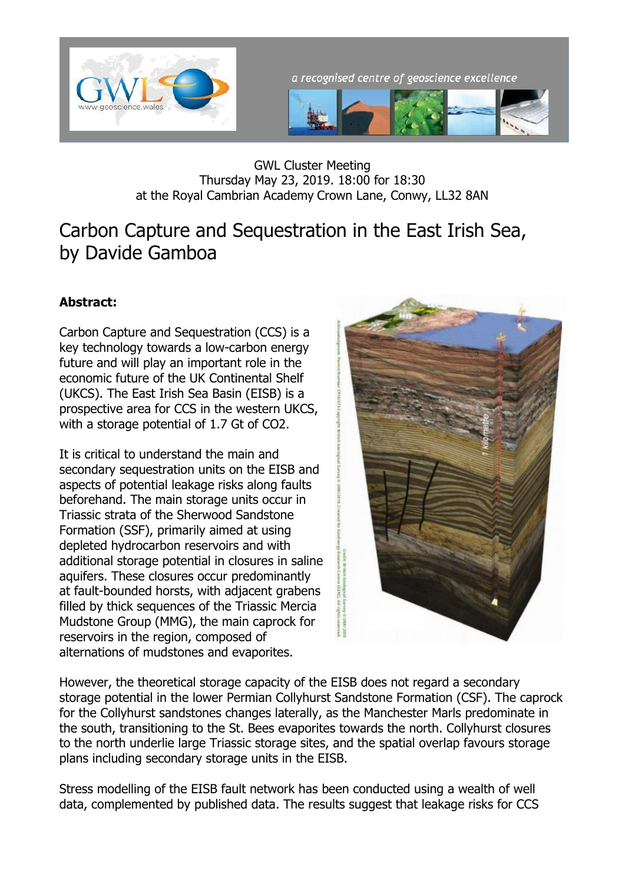GWL Cluster Meeting
Thursday May 23, 2019. 18:00 for 18:30
at the Royal Cambrian Academy Crown Lane, Conwy, LL32 8AN

# Carbon Capture and Sequestration in the East Irish Sea, by Davide Gamboa

**Abstract:**

Carbon Capture and Sequestration (CCS) is a key technology towards a low-carbon energy future and will play an important role in the economic future of the UK Continental Shelf (UKCS). The East Irish Sea Basin (EISB) is a prospective area for CCS in the western UKCS, with a storage potential of 1.7 Gt of $CO_2$.

It is critical to understand the main and secondary sequestration units on the EISB and aspects of potential leakage risks along faults beforehand. The main storage units occur in Triassic strata of the Sherwood Sandstone Formation (SSF), primarily aimed at using depleted hydrocarbon reservoirs and with additional storage potential in closures in saline aquifers. These closures occur predominantly at fault-bounded horsts, with adjacent grabens filled by thick sequences of the Triassic Mercia Mudstone Group (MMG), the main caprock for reservoirs in the region, composed of alternations of mudstones and evaporites.

However, the theoretical storage capacity of the EISB does not regard a secondary storage potential in the lower Permian Collyhurst Sandstone Formation (CSF). The caprock for the Collyhurst sandstones changes laterally, as the Manchester Marls predominate in the south, transitioning to the St. Bees evaporites towards the north. Collyhurst closures to the north underlie large Triassic storage sites, and the spatial overlap favours storage plans including secondary storage units in the EISB.

Stress modelling of the EISB fault network has been conducted using a wealth of well data, complemented by published data. The results suggest that leakage risks for CCS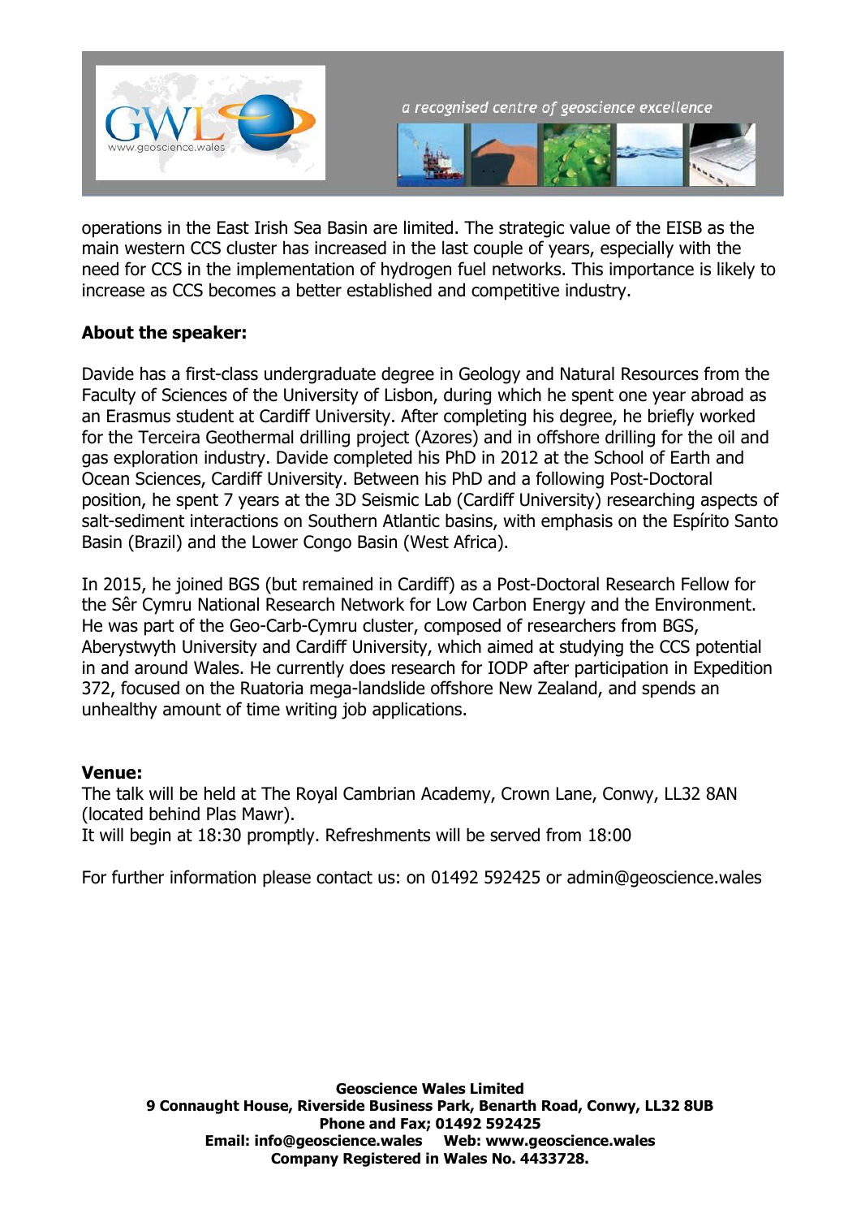operations in the East Irish Sea Basin are limited. The strategic value of the EISB as the main western CCS cluster has increased in the last couple of years, especially with the need for CCS in the implementation of hydrogen fuel networks. This importance is likely to increase as CCS becomes a better established and competitive industry.

**About the speaker:**

Davide has a first-class undergraduate degree in Geology and Natural Resources from the Faculty of Sciences of the University of Lisbon, during which he spent one year abroad as an Erasmus student at Cardiff University. After completing his degree, he briefly worked for the Terceira Geothermal drilling project (Azores) and in offshore drilling for the oil and gas exploration industry. Davide completed his PhD in 2012 at the School of Earth and Ocean Sciences, Cardiff University. Between his PhD and a following Post-Doctoral position, he spent 7 years at the 3D Seismic Lab (Cardiff University) researching aspects of salt-sediment interactions on Southern Atlantic basins, with emphasis on the Espírito Santo Basin (Brazil) and the Lower Congo Basin (West Africa).

In 2015, he joined BGS (but remained in Cardiff) as a Post-Doctoral Research Fellow for the Sêr Cymru National Research Network for Low Carbon Energy and the Environment. He was part of the Geo-Carb-Cymru cluster, composed of researchers from BGS, Aberystwyth University and Cardiff University, which aimed at studying the CCS potential in and around Wales. He currently does research for IODP after participation in Expedition 372, focused on the Ruatoria mega-landslide offshore New Zealand, and spends an unhealthy amount of time writing job applications.

**Venue:**

The talk will be held at The Royal Cambrian Academy, Crown Lane, Conwy, LL32 8AN (located behind Plas Mawr).
It will begin at 18:30 promptly. Refreshments will be served from 18:00

For further information please contact us: on 01492 592425 or admin@geoscience.wales

**Geoscience Wales Limited**
**9 Connaught House, Riverside Business Park, Benarth Road, Conwy, LL32 8UB**
**Phone and Fax; 01492 592425**
**Email: info@geoscience.wales Web: www.geoscience.wales**
**Company Registered in Wales No. 4433728.**